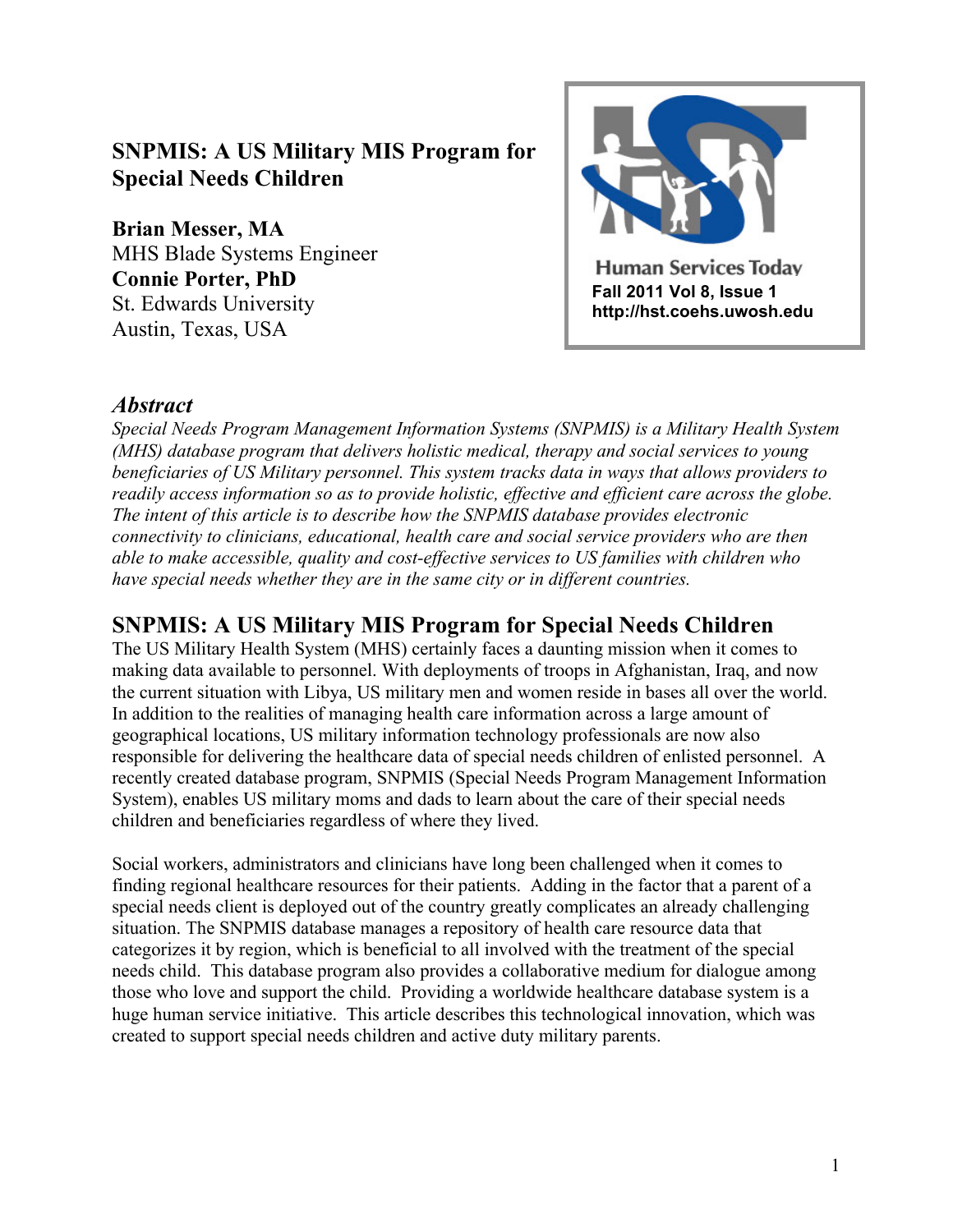# SNPMIS: A US Military MIS Program for Special Needs Children

**Brian Messer, MA**
MHS Blade Systems Engineer
**Connie Porter, PhD**
St. Edwards University
Austin, Texas, USA

Human Services Today
Fall 2011 Vol 8, Issue 1
http://hst.coehs.uwosh.edu

## *Abstract*

*Special Needs Program Management Information Systems (SNPMIS) is a Military Health System (MHS) database program that delivers holistic medical, therapy and social services to young beneficiaries of US Military personnel. This system tracks data in ways that allows providers to readily access information so as to provide holistic, effective and efficient care across the globe. The intent of this article is to describe how the SNPMIS database provides electronic connectivity to clinicians, educational, health care and social service providers who are then able to make accessible, quality and cost-effective services to US families with children who have special needs whether they are in the same city or in different countries.*

## SNPMIS: A US Military MIS Program for Special Needs Children

The US Military Health System (MHS) certainly faces a daunting mission when it comes to making data available to personnel. With deployments of troops in Afghanistan, Iraq, and now the current situation with Libya, US military men and women reside in bases all over the world. In addition to the realities of managing health care information across a large amount of geographical locations, US military information technology professionals are now also responsible for delivering the healthcare data of special needs children of enlisted personnel. A recently created database program, SNPMIS (Special Needs Program Management Information System), enables US military moms and dads to learn about the care of their special needs children and beneficiaries regardless of where they lived.

Social workers, administrators and clinicians have long been challenged when it comes to finding regional healthcare resources for their patients. Adding in the factor that a parent of a special needs client is deployed out of the country greatly complicates an already challenging situation. The SNPMIS database manages a repository of health care resource data that categorizes it by region, which is beneficial to all involved with the treatment of the special needs child. This database program also provides a collaborative medium for dialogue among those who love and support the child. Providing a worldwide healthcare database system is a huge human service initiative. This article describes this technological innovation, which was created to support special needs children and active duty military parents.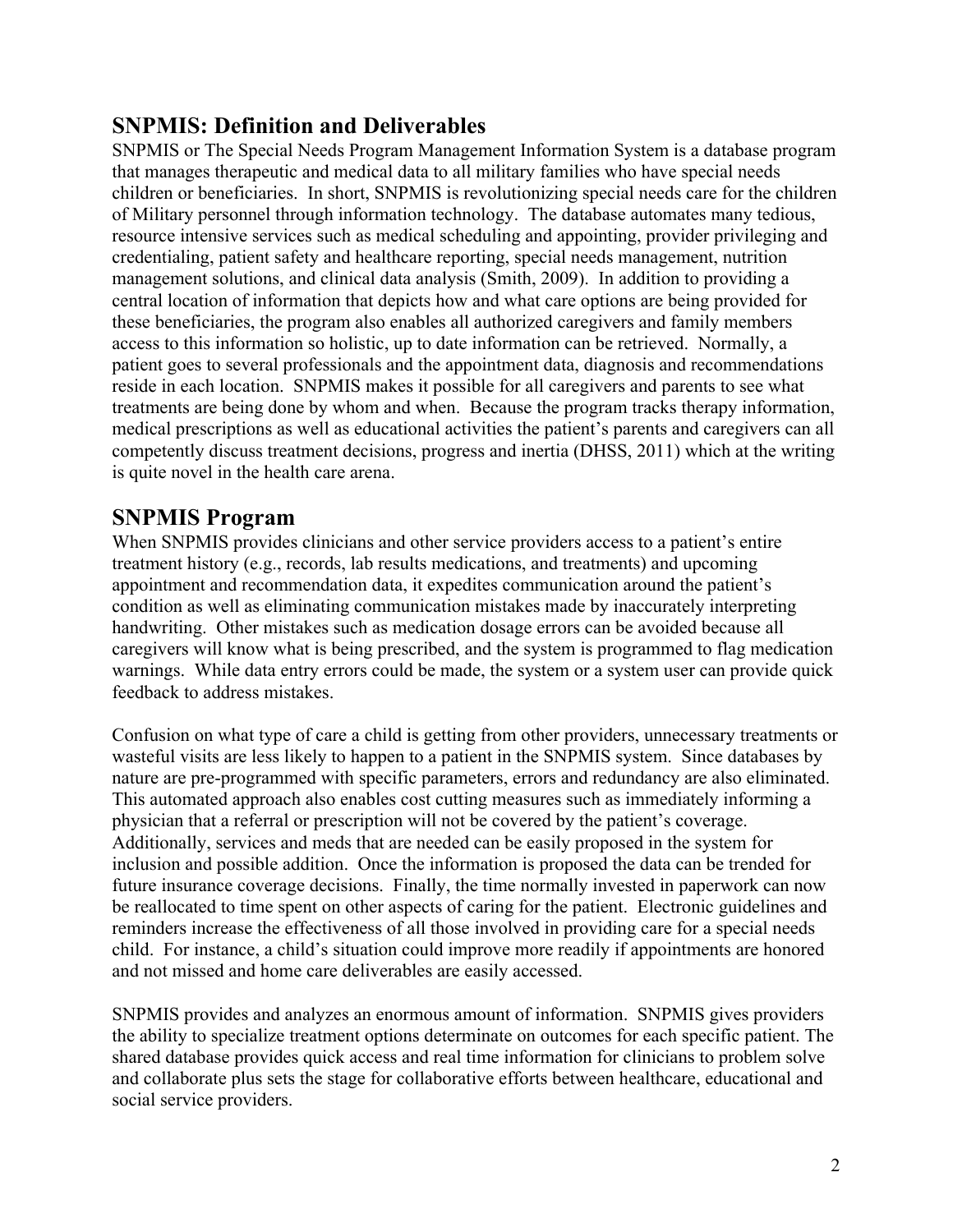## SNPMIS: Definition and Deliverables

SNPMIS or The Special Needs Program Management Information System is a database program that manages therapeutic and medical data to all military families who have special needs children or beneficiaries. In short, SNPMIS is revolutionizing special needs care for the children of Military personnel through information technology. The database automates many tedious, resource intensive services such as medical scheduling and appointing, provider privileging and credentialing, patient safety and healthcare reporting, special needs management, nutrition management solutions, and clinical data analysis (Smith, 2009). In addition to providing a central location of information that depicts how and what care options are being provided for these beneficiaries, the program also enables all authorized caregivers and family members access to this information so holistic, up to date information can be retrieved. Normally, a patient goes to several professionals and the appointment data, diagnosis and recommendations reside in each location. SNPMIS makes it possible for all caregivers and parents to see what treatments are being done by whom and when. Because the program tracks therapy information, medical prescriptions as well as educational activities the patient's parents and caregivers can all competently discuss treatment decisions, progress and inertia (DHSS, 2011) which at the writing is quite novel in the health care arena.

## SNPMIS Program

When SNPMIS provides clinicians and other service providers access to a patient's entire treatment history (e.g., records, lab results medications, and treatments) and upcoming appointment and recommendation data, it expedites communication around the patient's condition as well as eliminating communication mistakes made by inaccurately interpreting handwriting. Other mistakes such as medication dosage errors can be avoided because all caregivers will know what is being prescribed, and the system is programmed to flag medication warnings. While data entry errors could be made, the system or a system user can provide quick feedback to address mistakes.

Confusion on what type of care a child is getting from other providers, unnecessary treatments or wasteful visits are less likely to happen to a patient in the SNPMIS system. Since databases by nature are pre-programmed with specific parameters, errors and redundancy are also eliminated. This automated approach also enables cost cutting measures such as immediately informing a physician that a referral or prescription will not be covered by the patient's coverage. Additionally, services and meds that are needed can be easily proposed in the system for inclusion and possible addition. Once the information is proposed the data can be trended for future insurance coverage decisions. Finally, the time normally invested in paperwork can now be reallocated to time spent on other aspects of caring for the patient. Electronic guidelines and reminders increase the effectiveness of all those involved in providing care for a special needs child. For instance, a child's situation could improve more readily if appointments are honored and not missed and home care deliverables are easily accessed.

SNPMIS provides and analyzes an enormous amount of information. SNPMIS gives providers the ability to specialize treatment options determinate on outcomes for each specific patient. The shared database provides quick access and real time information for clinicians to problem solve and collaborate plus sets the stage for collaborative efforts between healthcare, educational and social service providers.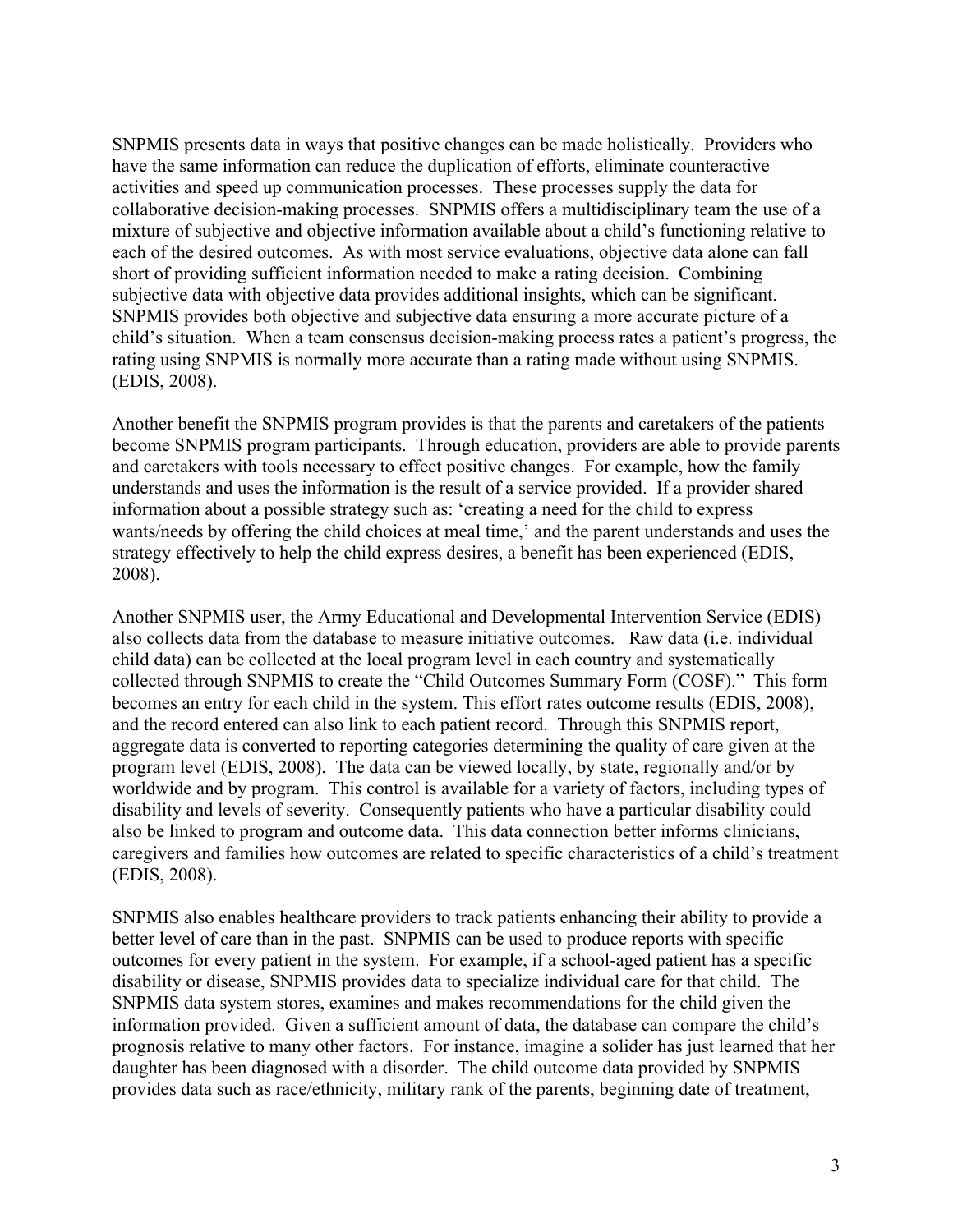SNPMIS presents data in ways that positive changes can be made holistically. Providers who have the same information can reduce the duplication of efforts, eliminate counteractive activities and speed up communication processes. These processes supply the data for collaborative decision-making processes. SNPMIS offers a multidisciplinary team the use of a mixture of subjective and objective information available about a child's functioning relative to each of the desired outcomes. As with most service evaluations, objective data alone can fall short of providing sufficient information needed to make a rating decision. Combining subjective data with objective data provides additional insights, which can be significant. SNPMIS provides both objective and subjective data ensuring a more accurate picture of a child's situation. When a team consensus decision-making process rates a patient's progress, the rating using SNPMIS is normally more accurate than a rating made without using SNPMIS. (EDIS, 2008).

Another benefit the SNPMIS program provides is that the parents and caretakers of the patients become SNPMIS program participants. Through education, providers are able to provide parents and caretakers with tools necessary to effect positive changes. For example, how the family understands and uses the information is the result of a service provided. If a provider shared information about a possible strategy such as: 'creating a need for the child to express wants/needs by offering the child choices at meal time,' and the parent understands and uses the strategy effectively to help the child express desires, a benefit has been experienced (EDIS, 2008).

Another SNPMIS user, the Army Educational and Developmental Intervention Service (EDIS) also collects data from the database to measure initiative outcomes. Raw data (i.e. individual child data) can be collected at the local program level in each country and systematically collected through SNPMIS to create the "Child Outcomes Summary Form (COSF)." This form becomes an entry for each child in the system. This effort rates outcome results (EDIS, 2008), and the record entered can also link to each patient record. Through this SNPMIS report, aggregate data is converted to reporting categories determining the quality of care given at the program level (EDIS, 2008). The data can be viewed locally, by state, regionally and/or by worldwide and by program. This control is available for a variety of factors, including types of disability and levels of severity. Consequently patients who have a particular disability could also be linked to program and outcome data. This data connection better informs clinicians, caregivers and families how outcomes are related to specific characteristics of a child's treatment (EDIS, 2008).

SNPMIS also enables healthcare providers to track patients enhancing their ability to provide a better level of care than in the past. SNPMIS can be used to produce reports with specific outcomes for every patient in the system. For example, if a school-aged patient has a specific disability or disease, SNPMIS provides data to specialize individual care for that child. The SNPMIS data system stores, examines and makes recommendations for the child given the information provided. Given a sufficient amount of data, the database can compare the child's prognosis relative to many other factors. For instance, imagine a solider has just learned that her daughter has been diagnosed with a disorder. The child outcome data provided by SNPMIS provides data such as race/ethnicity, military rank of the parents, beginning date of treatment,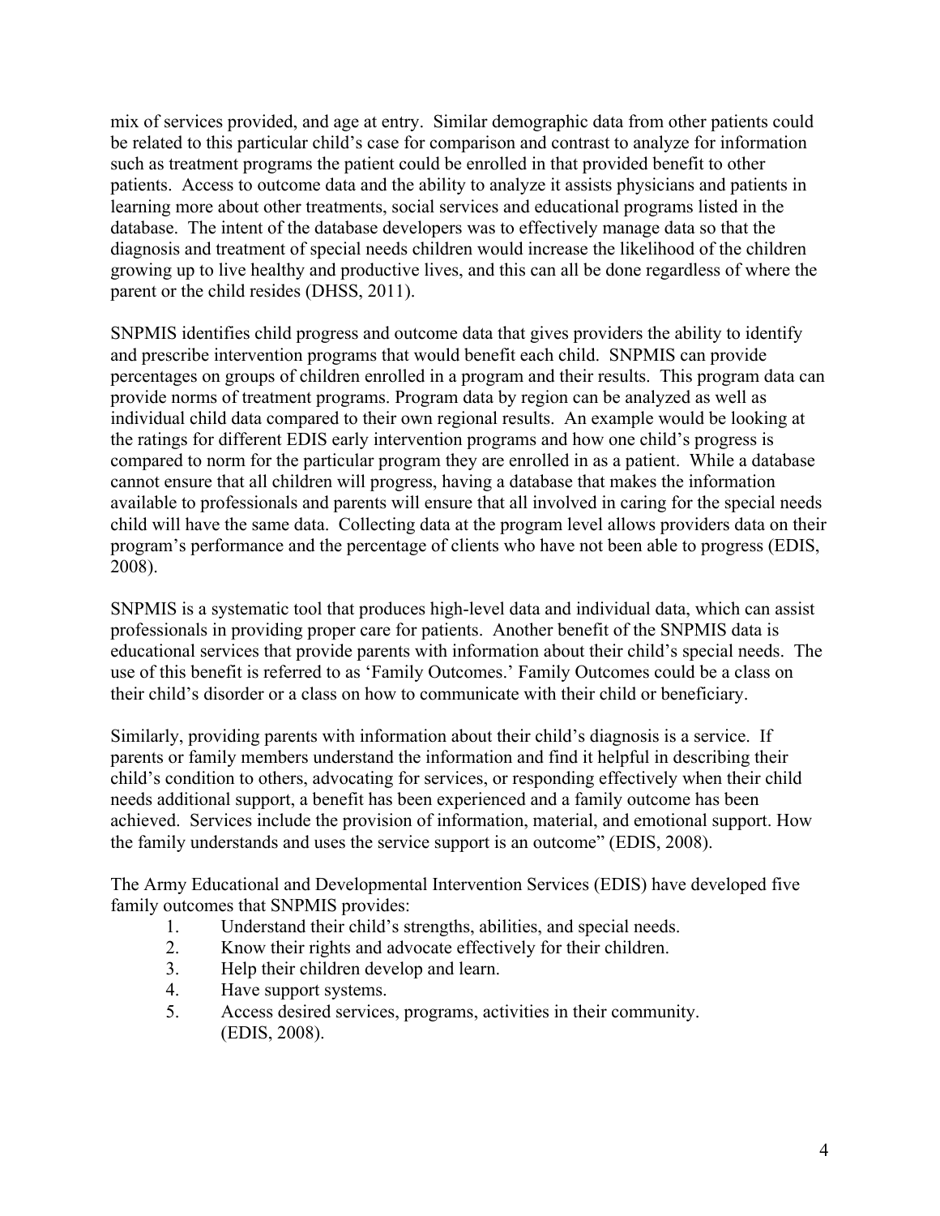mix of services provided, and age at entry. Similar demographic data from other patients could be related to this particular child's case for comparison and contrast to analyze for information such as treatment programs the patient could be enrolled in that provided benefit to other patients. Access to outcome data and the ability to analyze it assists physicians and patients in learning more about other treatments, social services and educational programs listed in the database. The intent of the database developers was to effectively manage data so that the diagnosis and treatment of special needs children would increase the likelihood of the children growing up to live healthy and productive lives, and this can all be done regardless of where the parent or the child resides (DHSS, 2011).

SNPMIS identifies child progress and outcome data that gives providers the ability to identify and prescribe intervention programs that would benefit each child. SNPMIS can provide percentages on groups of children enrolled in a program and their results. This program data can provide norms of treatment programs. Program data by region can be analyzed as well as individual child data compared to their own regional results. An example would be looking at the ratings for different EDIS early intervention programs and how one child's progress is compared to norm for the particular program they are enrolled in as a patient. While a database cannot ensure that all children will progress, having a database that makes the information available to professionals and parents will ensure that all involved in caring for the special needs child will have the same data. Collecting data at the program level allows providers data on their program's performance and the percentage of clients who have not been able to progress (EDIS, 2008).

SNPMIS is a systematic tool that produces high-level data and individual data, which can assist professionals in providing proper care for patients. Another benefit of the SNPMIS data is educational services that provide parents with information about their child's special needs. The use of this benefit is referred to as 'Family Outcomes.' Family Outcomes could be a class on their child's disorder or a class on how to communicate with their child or beneficiary.

Similarly, providing parents with information about their child's diagnosis is a service. If parents or family members understand the information and find it helpful in describing their child's condition to others, advocating for services, or responding effectively when their child needs additional support, a benefit has been experienced and a family outcome has been achieved. Services include the provision of information, material, and emotional support. How the family understands and uses the service support is an outcome" (EDIS, 2008).

The Army Educational and Developmental Intervention Services (EDIS) have developed five family outcomes that SNPMIS provides:

1. Understand their child's strengths, abilities, and special needs.
2. Know their rights and advocate effectively for their children.
3. Help their children develop and learn.
4. Have support systems.
5. Access desired services, programs, activities in their community. (EDIS, 2008).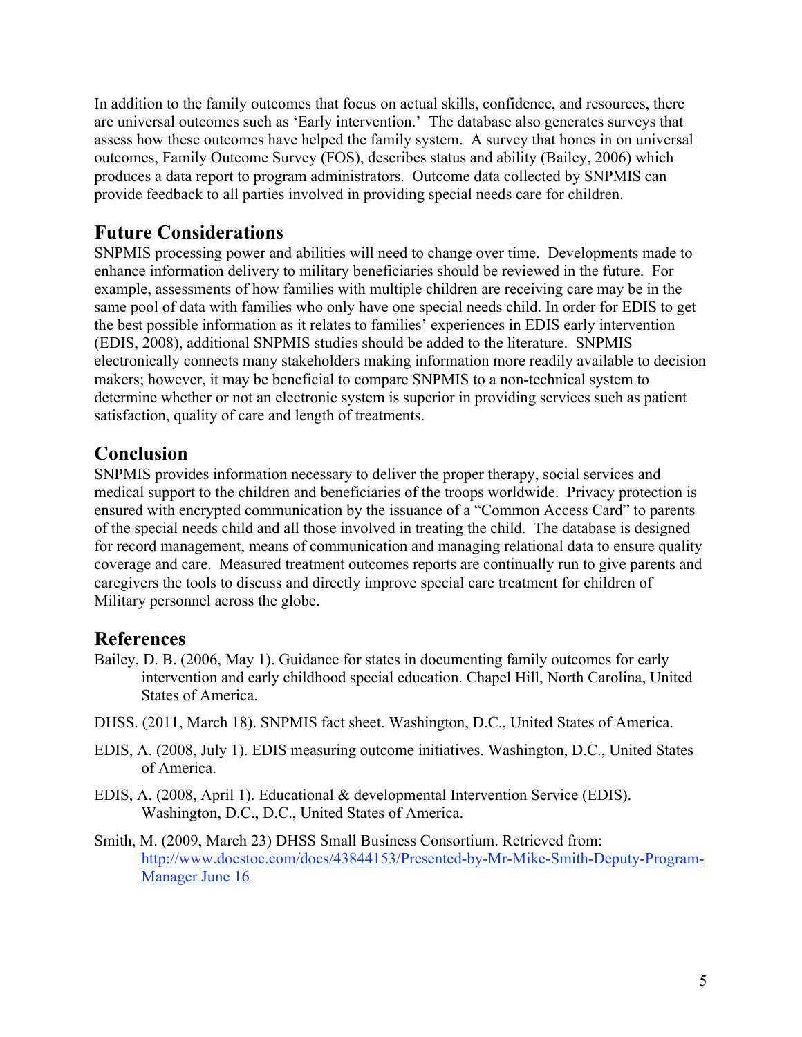In addition to the family outcomes that focus on actual skills, confidence, and resources, there are universal outcomes such as 'Early intervention.' The database also generates surveys that assess how these outcomes have helped the family system. A survey that hones in on universal outcomes, Family Outcome Survey (FOS), describes status and ability (Bailey, 2006) which produces a data report to program administrators. Outcome data collected by SNPMIS can provide feedback to all parties involved in providing special needs care for children.

## Future Considerations

SNPMIS processing power and abilities will need to change over time. Developments made to enhance information delivery to military beneficiaries should be reviewed in the future. For example, assessments of how families with multiple children are receiving care may be in the same pool of data with families who only have one special needs child. In order for EDIS to get the best possible information as it relates to families' experiences in EDIS early intervention (EDIS, 2008), additional SNPMIS studies should be added to the literature. SNPMIS electronically connects many stakeholders making information more readily available to decision makers; however, it may be beneficial to compare SNPMIS to a non-technical system to determine whether or not an electronic system is superior in providing services such as patient satisfaction, quality of care and length of treatments.

## Conclusion

SNPMIS provides information necessary to deliver the proper therapy, social services and medical support to the children and beneficiaries of the troops worldwide. Privacy protection is ensured with encrypted communication by the issuance of a "Common Access Card" to parents of the special needs child and all those involved in treating the child. The database is designed for record management, means of communication and managing relational data to ensure quality coverage and care. Measured treatment outcomes reports are continually run to give parents and caregivers the tools to discuss and directly improve special care treatment for children of Military personnel across the globe.

## References

Bailey, D. B. (2006, May 1). Guidance for states in documenting family outcomes for early intervention and early childhood special education. Chapel Hill, North Carolina, United States of America.

DHSS. (2011, March 18). SNPMIS fact sheet. Washington, D.C., United States of America.

EDIS, A. (2008, July 1). EDIS measuring outcome initiatives. Washington, D.C., United States of America.

EDIS, A. (2008, April 1). Educational & developmental Intervention Service (EDIS). Washington, D.C., D.C., United States of America.

Smith, M. (2009, March 23) DHSS Small Business Consortium. Retrieved from: http://www.docstoc.com/docs/43844153/Presented-by-Mr-Mike-Smith-Deputy-Program-Manager June 16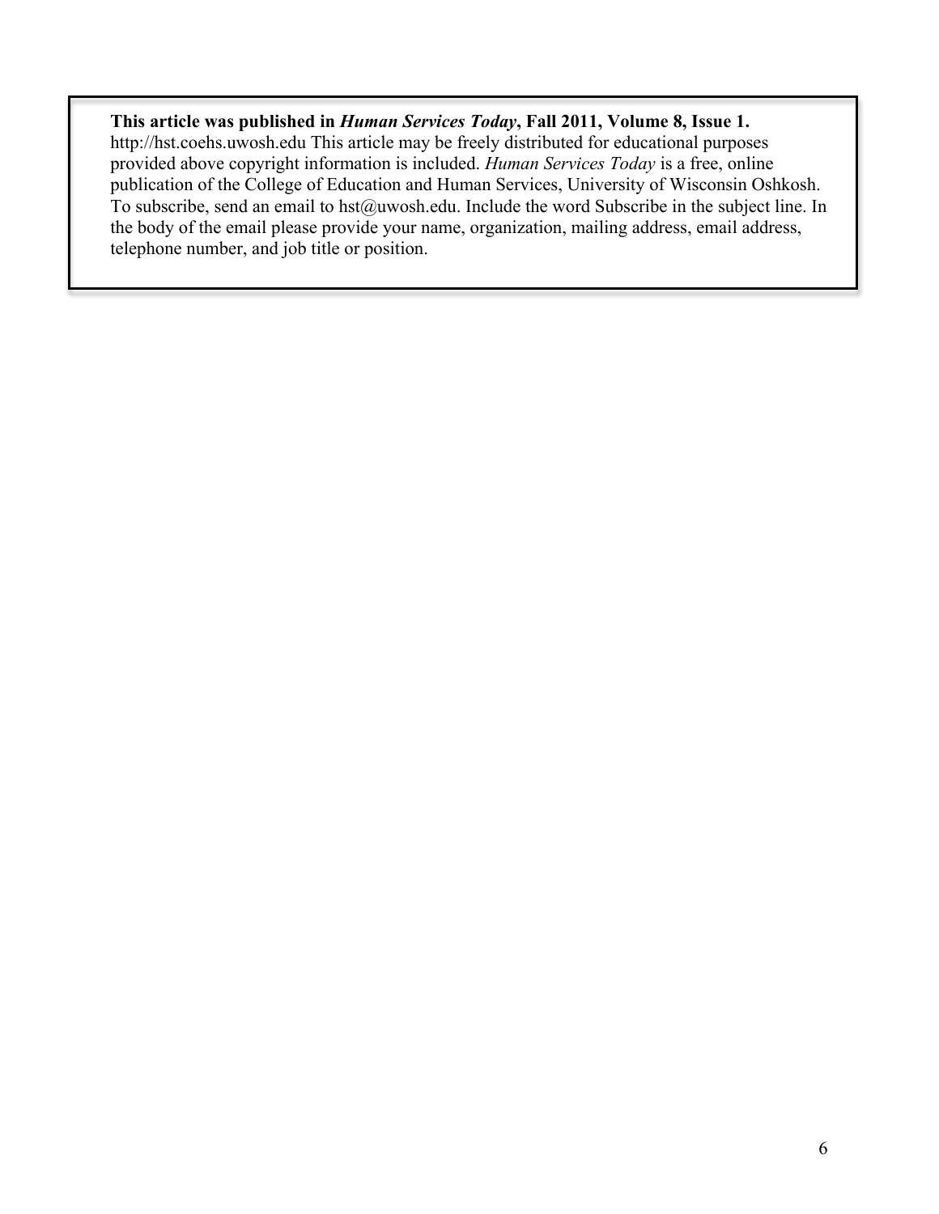**This article was published in *Human Services Today*, Fall 2011, Volume 8, Issue 1.** http://hst.coehs.uwosh.edu This article may be freely distributed for educational purposes provided above copyright information is included. *Human Services Today* is a free, online publication of the College of Education and Human Services, University of Wisconsin Oshkosh. To subscribe, send an email to hst@uwosh.edu. Include the word Subscribe in the subject line. In the body of the email please provide your name, organization, mailing address, email address, telephone number, and job title or position.